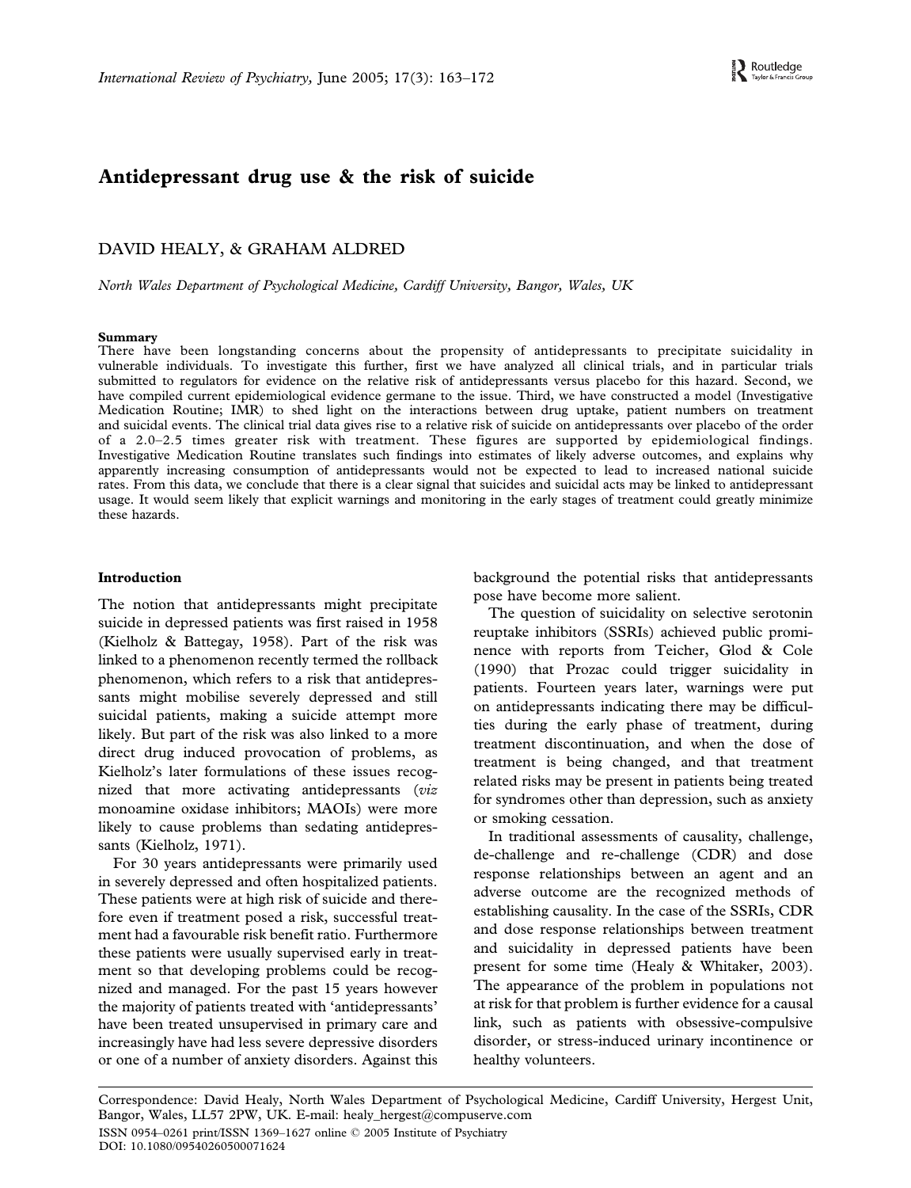# Antidepressant drug use & the risk of suicide

DAVID HEALY, & GRAHAM ALDRED

*North Wales Department of Psychological Medicine, Cardiff University, Bangor, Wales, UK*

**Summary**

There have been longstanding concerns about the propensity of antidepressants to precipitate suicidality in vulnerable individuals. To investigate this further, first we have analyzed all clinical trials, and in particular trials submitted to regulators for evidence on the relative risk of antidepressants versus placebo for this hazard. Second, we have compiled current epidemiological evidence germane to the issue. Third, we have constructed a model (Investigative Medication Routine; IMR) to shed light on the interactions between drug uptake, patient numbers on treatment and suicidal events. The clinical trial data gives rise to a relative risk of suicide on antidepressants over placebo of the order of a 2.0–2.5 times greater risk with treatment. These figures are supported by epidemiological findings. Investigative Medication Routine translates such findings into estimates of likely adverse outcomes, and explains why apparently increasing consumption of antidepressants would not be expected to lead to increased national suicide rates. From this data, we conclude that there is a clear signal that suicides and suicidal acts may be linked to antidepressant usage. It would seem likely that explicit warnings and monitoring in the early stages of treatment could greatly minimize these hazards.

## Introduction

The notion that antidepressants might precipitate suicide in depressed patients was first raised in 1958 (Kielholz & Battegay, 1958). Part of the risk was linked to a phenomenon recently termed the rollback phenomenon, which refers to a risk that antidepressants might mobilise severely depressed and still suicidal patients, making a suicide attempt more likely. But part of the risk was also linked to a more direct drug induced provocation of problems, as Kielholz's later formulations of these issues recognized that more activating antidepressants (*viz* monoamine oxidase inhibitors; MAOIs) were more likely to cause problems than sedating antidepressants (Kielholz, 1971).

For 30 years antidepressants were primarily used in severely depressed and often hospitalized patients. These patients were at high risk of suicide and therefore even if treatment posed a risk, successful treatment had a favourable risk benefit ratio. Furthermore these patients were usually supervised early in treatment so that developing problems could be recognized and managed. For the past 15 years however the majority of patients treated with 'antidepressants' have been treated unsupervised in primary care and increasingly have had less severe depressive disorders or one of a number of anxiety disorders. Against this background the potential risks that antidepressants pose have become more salient.

The question of suicidality on selective serotonin reuptake inhibitors (SSRIs) achieved public prominence with reports from Teicher, Glod & Cole (1990) that Prozac could trigger suicidality in patients. Fourteen years later, warnings were put on antidepressants indicating there may be difficulties during the early phase of treatment, during treatment discontinuation, and when the dose of treatment is being changed, and that treatment related risks may be present in patients being treated for syndromes other than depression, such as anxiety or smoking cessation.

In traditional assessments of causality, challenge, de-challenge and re-challenge (CDR) and dose response relationships between an agent and an adverse outcome are the recognized methods of establishing causality. In the case of the SSRIs, CDR and dose response relationships between treatment and suicidality in depressed patients have been present for some time (Healy & Whitaker, 2003). The appearance of the problem in populations not at risk for that problem is further evidence for a causal link, such as patients with obsessive-compulsive disorder, or stress-induced urinary incontinence or healthy volunteers.

Correspondence: David Healy, North Wales Department of Psychological Medicine, Cardiff University, Hergest Unit, Bangor, Wales, LL57 2PW, UK. E-mail: healy_hergest@compuserve.com

ISSN 0954–0261 print/ISSN 1369–1627 online © 2005 Institute of Psychiatry
DOI: 10.1080/09540260500071624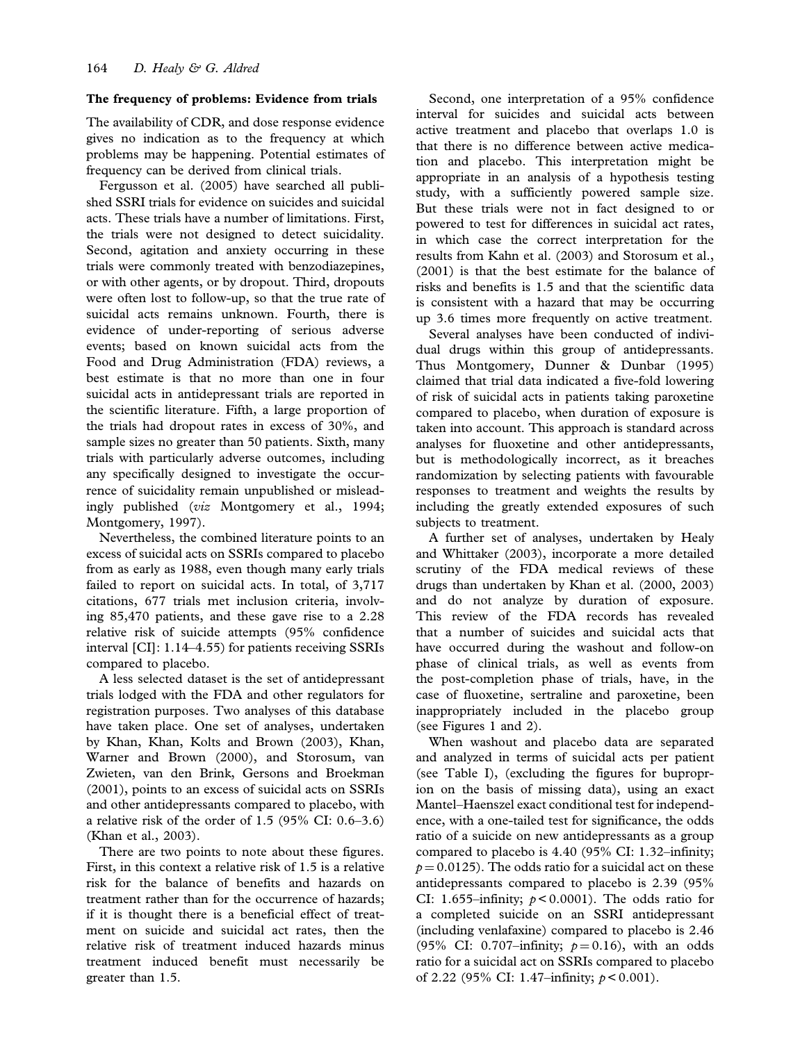### The frequency of problems: Evidence from trials

The availability of CDR, and dose response evidence gives no indication as to the frequency at which problems may be happening. Potential estimates of frequency can be derived from clinical trials.

Fergusson et al. (2005) have searched all published SSRI trials for evidence on suicides and suicidal acts. These trials have a number of limitations. First, the trials were not designed to detect suicidality. Second, agitation and anxiety occurring in these trials were commonly treated with benzodiazepines, or with other agents, or by dropout. Third, dropouts were often lost to follow-up, so that the true rate of suicidal acts remains unknown. Fourth, there is evidence of under-reporting of serious adverse events; based on known suicidal acts from the Food and Drug Administration (FDA) reviews, a best estimate is that no more than one in four suicidal acts in antidepressant trials are reported in the scientific literature. Fifth, a large proportion of the trials had dropout rates in excess of 30%, and sample sizes no greater than 50 patients. Sixth, many trials with particularly adverse outcomes, including any specifically designed to investigate the occurrence of suicidality remain unpublished or misleadingly published (*viz* Montgomery et al., 1994; Montgomery, 1997).

Nevertheless, the combined literature points to an excess of suicidal acts on SSRIs compared to placebo from as early as 1988, even though many early trials failed to report on suicidal acts. In total, of 3,717 citations, 677 trials met inclusion criteria, involving 85,470 patients, and these gave rise to a 2.28 relative risk of suicide attempts (95% confidence interval [CI]: 1.14–4.55) for patients receiving SSRIs compared to placebo.

A less selected dataset is the set of antidepressant trials lodged with the FDA and other regulators for registration purposes. Two analyses of this database have taken place. One set of analyses, undertaken by Khan, Khan, Kolts and Brown (2003), Khan, Warner and Brown (2000), and Storosum, van Zwieten, van den Brink, Gersons and Broekman (2001), points to an excess of suicidal acts on SSRIs and other antidepressants compared to placebo, with a relative risk of the order of 1.5 (95% CI: 0.6–3.6) (Khan et al., 2003).

There are two points to note about these figures. First, in this context a relative risk of 1.5 is a relative risk for the balance of benefits and hazards on treatment rather than for the occurrence of hazards; if it is thought there is a beneficial effect of treatment on suicide and suicidal act rates, then the relative risk of treatment induced hazards minus treatment induced benefit must necessarily be greater than 1.5.

Second, one interpretation of a 95% confidence interval for suicides and suicidal acts between active treatment and placebo that overlaps 1.0 is that there is no difference between active medication and placebo. This interpretation might be appropriate in an analysis of a hypothesis testing study, with a sufficiently powered sample size. But these trials were not in fact designed to or powered to test for differences in suicidal act rates, in which case the correct interpretation for the results from Kahn et al. (2003) and Storosum et al., (2001) is that the best estimate for the balance of risks and benefits is 1.5 and that the scientific data is consistent with a hazard that may be occurring up 3.6 times more frequently on active treatment.

Several analyses have been conducted of individual drugs within this group of antidepressants. Thus Montgomery, Dunner & Dunbar (1995) claimed that trial data indicated a five-fold lowering of risk of suicidal acts in patients taking paroxetine compared to placebo, when duration of exposure is taken into account. This approach is standard across analyses for fluoxetine and other antidepressants, but is methodologically incorrect, as it breaches randomization by selecting patients with favourable responses to treatment and weights the results by including the greatly extended exposures of such subjects to treatment.

A further set of analyses, undertaken by Healy and Whittaker (2003), incorporate a more detailed scrutiny of the FDA medical reviews of these drugs than undertaken by Khan et al. (2000, 2003) and do not analyze by duration of exposure. This review of the FDA records has revealed that a number of suicides and suicidal acts that have occurred during the washout and follow-on phase of clinical trials, as well as events from the post-completion phase of trials, have, in the case of fluoxetine, sertraline and paroxetine, been inappropriately included in the placebo group (see Figures 1 and 2).

When washout and placebo data are separated and analyzed in terms of suicidal acts per patient (see Table I), (excluding the figures for buproprion on the basis of missing data), using an exact Mantel–Haenszel exact conditional test for independence, with a one-tailed test for significance, the odds ratio of a suicide on new antidepressants as a group compared to placebo is 4.40 (95% CI: 1.32–infinity; $p = 0.0125$). The odds ratio for a suicidal act on these antidepressants compared to placebo is 2.39 (95% CI: 1.655–infinity; $p < 0.0001$). The odds ratio for a completed suicide on an SSRI antidepressant (including venlafaxine) compared to placebo is 2.46 (95% CI: 0.707–infinity; $p = 0.16$), with an odds ratio for a suicidal act on SSRIs compared to placebo of 2.22 (95% CI: 1.47–infinity; $p < 0.001$).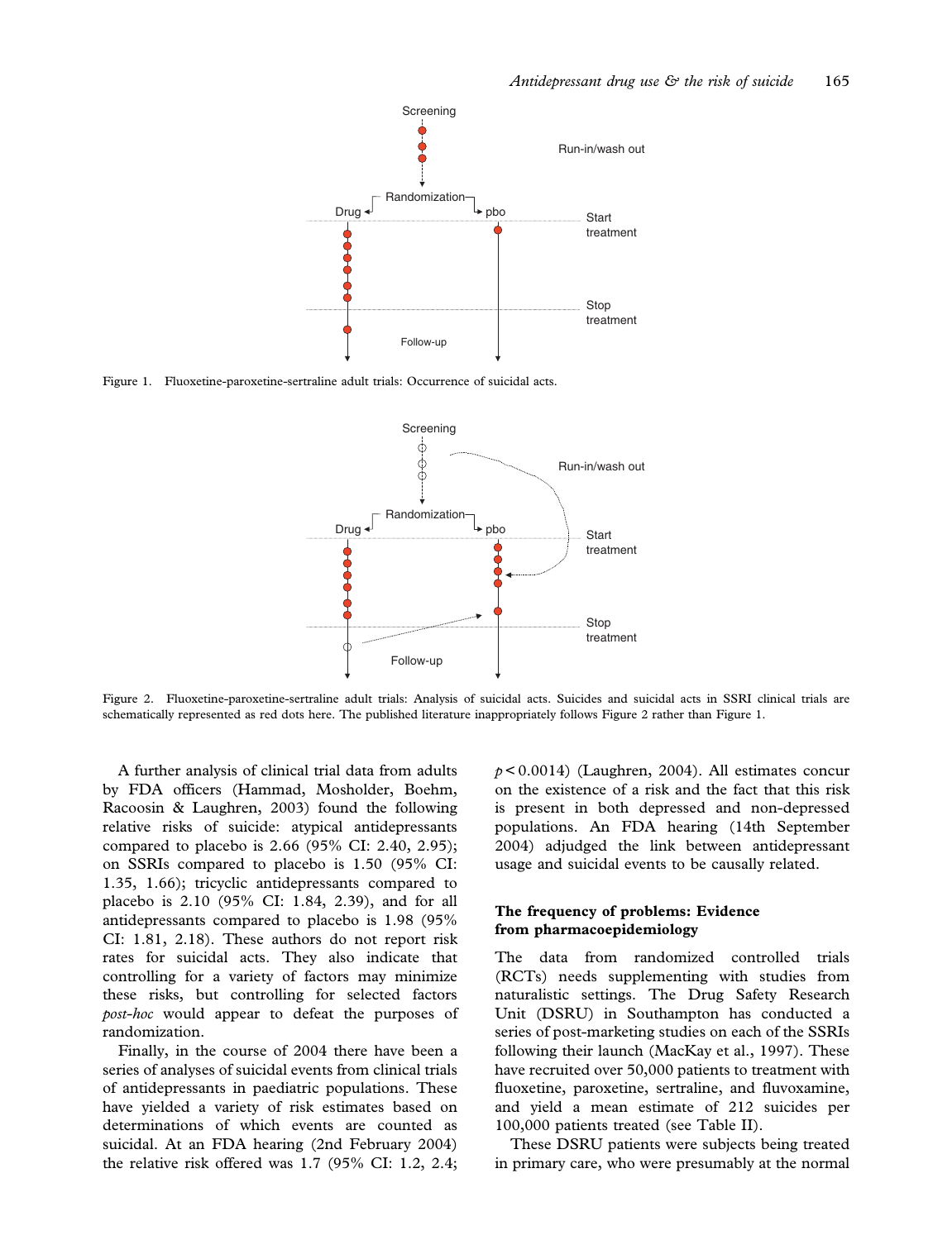Figure 1. Fluoxetine-paroxetine-sertraline adult trials: Occurrence of suicidal acts.

Figure 2. Fluoxetine-paroxetine-sertraline adult trials: Analysis of suicidal acts. Suicides and suicidal acts in SSRI clinical trials are schematically represented as red dots here. The published literature inappropriately follows Figure 2 rather than Figure 1.

A further analysis of clinical trial data from adults by FDA officers (Hammad, Mosholder, Boehm, Racoosin & Laughren, 2003) found the following relative risks of suicide: atypical antidepressants compared to placebo is 2.66 (95% CI: 2.40, 2.95); on SSRIs compared to placebo is 1.50 (95% CI: 1.35, 1.66); tricyclic antidepressants compared to placebo is 2.10 (95% CI: 1.84, 2.39), and for all antidepressants compared to placebo is 1.98 (95% CI: 1.81, 2.18). These authors do not report risk rates for suicidal acts. They also indicate that controlling for a variety of factors may minimize these risks, but controlling for selected factors *post-hoc* would appear to defeat the purposes of randomization.

Finally, in the course of 2004 there have been a series of analyses of suicidal events from clinical trials of antidepressants in paediatric populations. These have yielded a variety of risk estimates based on determinations of which events are counted as suicidal. At an FDA hearing (2nd February 2004) the relative risk offered was 1.7 (95% CI: 1.2, 2.4; $p < 0.0014$) (Laughren, 2004). All estimates concur on the existence of a risk and the fact that this risk is present in both depressed and non-depressed populations. An FDA hearing (14th September 2004) adjudged the link between antidepressant usage and suicidal events to be causally related.

### The frequency of problems: Evidence from pharmacoepidemiology

The data from randomized controlled trials (RCTs) needs supplementing with studies from naturalistic settings. The Drug Safety Research Unit (DSRU) in Southampton has conducted a series of post-marketing studies on each of the SSRIs following their launch (MacKay et al., 1997). These have recruited over 50,000 patients to treatment with fluoxetine, paroxetine, sertraline, and fluvoxamine, and yield a mean estimate of 212 suicides per 100,000 patients treated (see Table II).

These DSRU patients were subjects being treated in primary care, who were presumably at the normal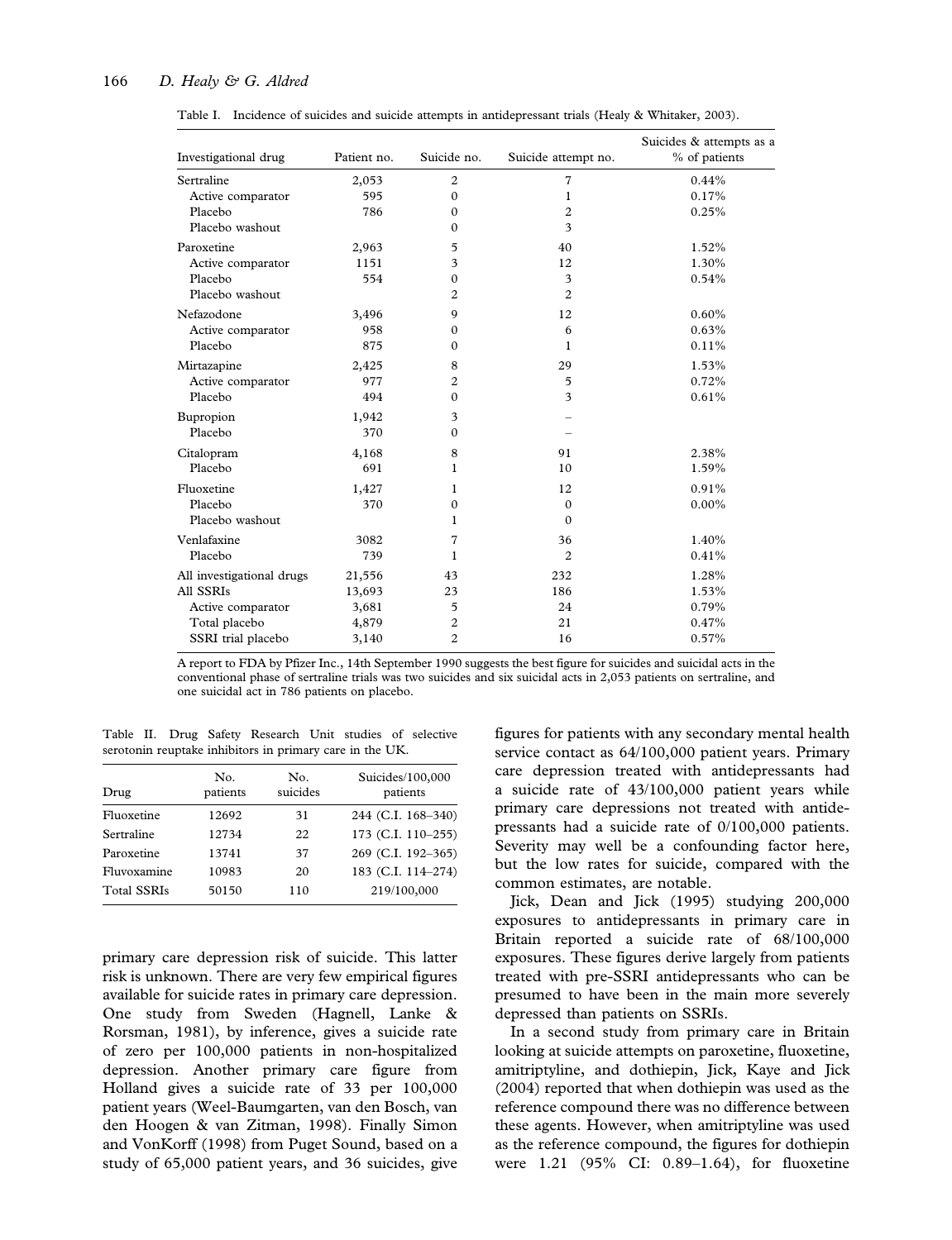Table I. Incidence of suicides and suicide attempts in antidepressant trials (Healy & Whitaker, 2003).

| Investigational drug | Patient no. | Suicide no. | Suicide attempt no. | Suicides & attempts as a % of patients |
|---|---|---|---|---|
| Sertraline | 2,053 | 2 | 7 | 0.44% |
| Active comparator | 595 | 0 | 1 | 0.17% |
| Placebo | 786 | 0 | 2 | 0.25% |
| Placebo washout | | 0 | 3 | |
| Paroxetine | 2,963 | 5 | 40 | 1.52% |
| Active comparator | 1151 | 3 | 12 | 1.30% |
| Placebo | 554 | 0 | 3 | 0.54% |
| Placebo washout | | 2 | 2 | |
| Nefazodone | 3,496 | 9 | 12 | 0.60% |
| Active comparator | 958 | 0 | 6 | 0.63% |
| Placebo | 875 | 0 | 1 | 0.11% |
| Mirtazapine | 2,425 | 8 | 29 | 1.53% |
| Active comparator | 977 | 2 | 5 | 0.72% |
| Placebo | 494 | 0 | 3 | 0.61% |
| Bupropion | 1,942 | 3 | – | |
| Placebo | 370 | 0 | – | |
| Citalopram | 4,168 | 8 | 91 | 2.38% |
| Placebo | 691 | 1 | 10 | 1.59% |
| Fluoxetine | 1,427 | 1 | 12 | 0.91% |
| Placebo | 370 | 0 | 0 | 0.00% |
| Placebo washout | | 1 | 0 | |
| Venlafaxine | 3082 | 7 | 36 | 1.40% |
| Placebo | 739 | 1 | 2 | 0.41% |
| All investigational drugs | 21,556 | 43 | 232 | 1.28% |
| All SSRIs | 13,693 | 23 | 186 | 1.53% |
| Active comparator | 3,681 | 5 | 24 | 0.79% |
| Total placebo | 4,879 | 2 | 21 | 0.47% |
| SSRI trial placebo | 3,140 | 2 | 16 | 0.57% |

A report to FDA by Pfizer Inc., 14th September 1990 suggests the best figure for suicides and suicidal acts in the conventional phase of sertraline trials was two suicides and six suicidal acts in 2,053 patients on sertraline, and one suicidal act in 786 patients on placebo.

Table II. Drug Safety Research Unit studies of selective serotonin reuptake inhibitors in primary care in the UK.

| Drug | No. patients | No. suicides | Suicides/100,000 patients |
|---|---|---|---|
| Fluoxetine | 12692 | 31 | 244 (C.I. 168–340) |
| Sertraline | 12734 | 22 | 173 (C.I. 110–255) |
| Paroxetine | 13741 | 37 | 269 (C.I. 192–365) |
| Fluvoxamine | 10983 | 20 | 183 (C.I. 114–274) |
| Total SSRIs | 50150 | 110 | 219/100,000 |

primary care depression risk of suicide. This latter risk is unknown. There are very few empirical figures available for suicide rates in primary care depression. One study from Sweden (Hagnell, Lanke & Rorsman, 1981), by inference, gives a suicide rate of zero per 100,000 patients in non-hospitalized depression. Another primary care figure from Holland gives a suicide rate of 33 per 100,000 patient years (Weel-Baumgarten, van den Bosch, van den Hoogen & van Zitman, 1998). Finally Simon and VonKorff (1998) from Puget Sound, based on a study of 65,000 patient years, and 36 suicides, give figures for patients with any secondary mental health service contact as 64/100,000 patient years. Primary care depression treated with antidepressants had a suicide rate of 43/100,000 patient years while primary care depressions not treated with antidepressants had a suicide rate of 0/100,000 patients. Severity may well be a confounding factor here, but the low rates for suicide, compared with the common estimates, are notable.

Jick, Dean and Jick (1995) studying 200,000 exposures to antidepressants in primary care in Britain reported a suicide rate of 68/100,000 exposures. These figures derive largely from patients treated with pre-SSRI antidepressants who can be presumed to have been in the main more severely depressed than patients on SSRIs.

In a second study from primary care in Britain looking at suicide attempts on paroxetine, fluoxetine, amitriptyline, and dothiepin, Jick, Kaye and Jick (2004) reported that when dothiepin was used as the reference compound there was no difference between these agents. However, when amitriptyline was used as the reference compound, the figures for dothiepin were 1.21 (95% CI: 0.89–1.64), for fluoxetine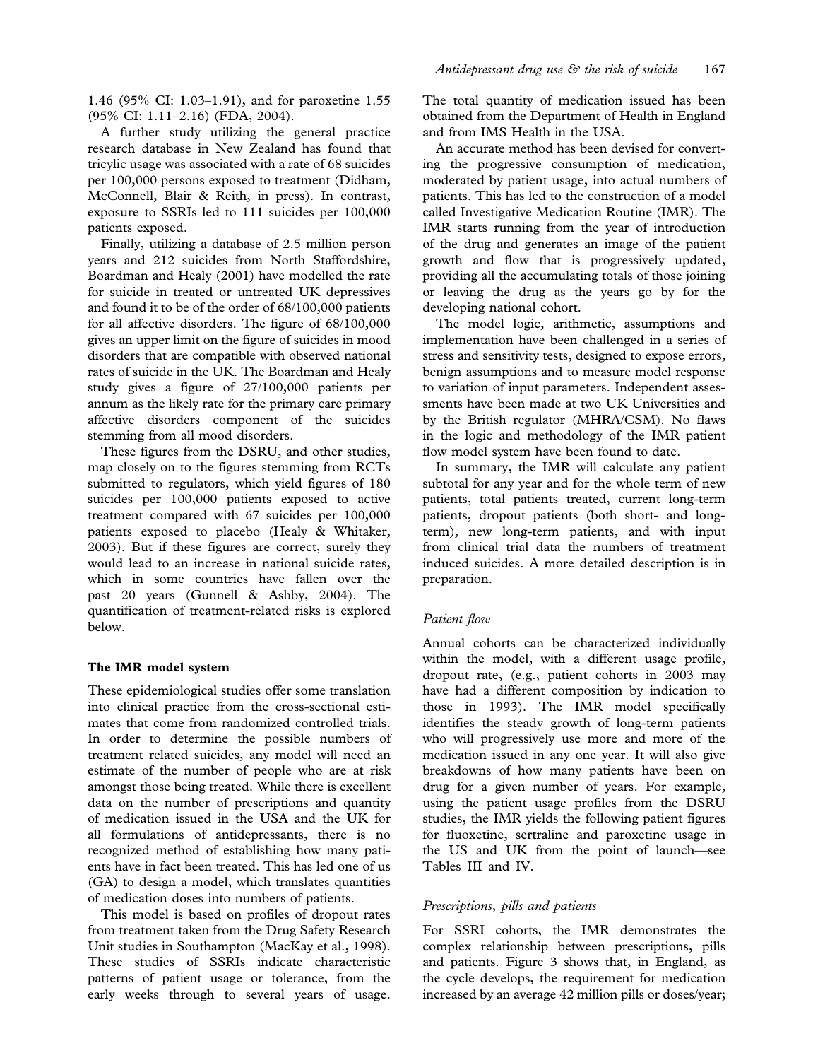1.46 (95% CI: 1.03–1.91), and for paroxetine 1.55 (95% CI: 1.11–2.16) (FDA, 2004).

A further study utilizing the general practice research database in New Zealand has found that tricylic usage was associated with a rate of 68 suicides per 100,000 persons exposed to treatment (Didham, McConnell, Blair & Reith, in press). In contrast, exposure to SSRIs led to 111 suicides per 100,000 patients exposed.

Finally, utilizing a database of 2.5 million person years and 212 suicides from North Staffordshire, Boardman and Healy (2001) have modelled the rate for suicide in treated or untreated UK depressives and found it to be of the order of 68/100,000 patients for all affective disorders. The figure of 68/100,000 gives an upper limit on the figure of suicides in mood disorders that are compatible with observed national rates of suicide in the UK. The Boardman and Healy study gives a figure of 27/100,000 patients per annum as the likely rate for the primary care primary affective disorders component of the suicides stemming from all mood disorders.

These figures from the DSRU, and other studies, map closely on to the figures stemming from RCTs submitted to regulators, which yield figures of 180 suicides per 100,000 patients exposed to active treatment compared with 67 suicides per 100,000 patients exposed to placebo (Healy & Whitaker, 2003). But if these figures are correct, surely they would lead to an increase in national suicide rates, which in some countries have fallen over the past 20 years (Gunnell & Ashby, 2004). The quantification of treatment-related risks is explored below.

## The IMR model system

These epidemiological studies offer some translation into clinical practice from the cross-sectional estimates that come from randomized controlled trials. In order to determine the possible numbers of treatment related suicides, any model will need an estimate of the number of people who are at risk amongst those being treated. While there is excellent data on the number of prescriptions and quantity of medication issued in the USA and the UK for all formulations of antidepressants, there is no recognized method of establishing how many patients have in fact been treated. This has led one of us (GA) to design a model, which translates quantities of medication doses into numbers of patients.

This model is based on profiles of dropout rates from treatment taken from the Drug Safety Research Unit studies in Southampton (MacKay et al., 1998). These studies of SSRIs indicate characteristic patterns of patient usage or tolerance, from the early weeks through to several years of usage. The total quantity of medication issued has been obtained from the Department of Health in England and from IMS Health in the USA.

An accurate method has been devised for converting the progressive consumption of medication, moderated by patient usage, into actual numbers of patients. This has led to the construction of a model called Investigative Medication Routine (IMR). The IMR starts running from the year of introduction of the drug and generates an image of the patient growth and flow that is progressively updated, providing all the accumulating totals of those joining or leaving the drug as the years go by for the developing national cohort.

The model logic, arithmetic, assumptions and implementation have been challenged in a series of stress and sensitivity tests, designed to expose errors, benign assumptions and to measure model response to variation of input parameters. Independent assessments have been made at two UK Universities and by the British regulator (MHRA/CSM). No flaws in the logic and methodology of the IMR patient flow model system have been found to date.

In summary, the IMR will calculate any patient subtotal for any year and for the whole term of new patients, total patients treated, current long-term patients, dropout patients (both short- and long-term), new long-term patients, and with input from clinical trial data the numbers of treatment induced suicides. A more detailed description is in preparation.

### *Patient flow*

Annual cohorts can be characterized individually within the model, with a different usage profile, dropout rate, (e.g., patient cohorts in 2003 may have had a different composition by indication to those in 1993). The IMR model specifically identifies the steady growth of long-term patients who will progressively use more and more of the medication issued in any one year. It will also give breakdowns of how many patients have been on drug for a given number of years. For example, using the patient usage profiles from the DSRU studies, the IMR yields the following patient figures for fluoxetine, sertraline and paroxetine usage in the US and UK from the point of launch—see Tables III and IV.

### *Prescriptions, pills and patients*

For SSRI cohorts, the IMR demonstrates the complex relationship between prescriptions, pills and patients. Figure 3 shows that, in England, as the cycle develops, the requirement for medication increased by an average 42 million pills or doses/year;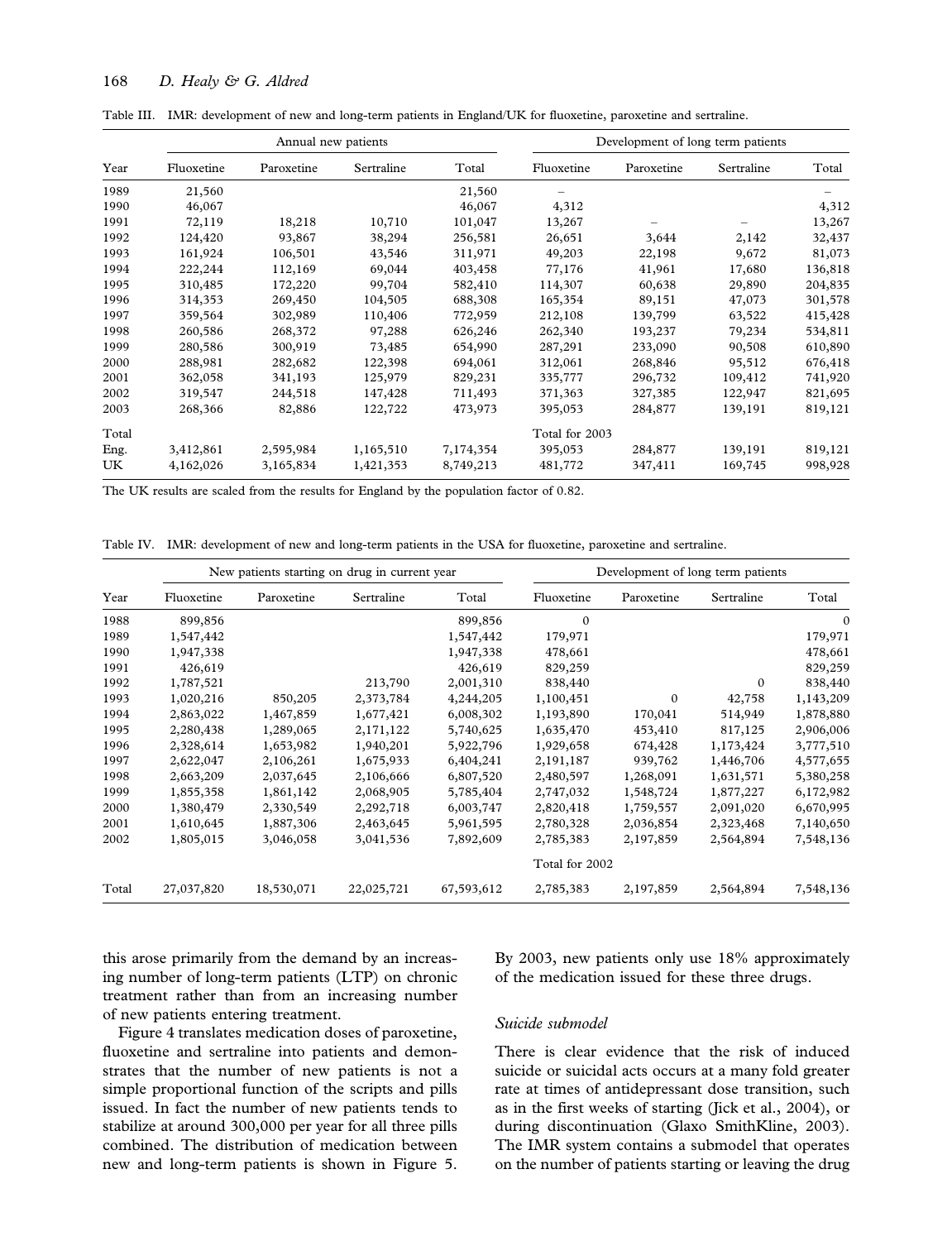Table III. IMR: development of new and long-term patients in England/UK for fluoxetine, paroxetine and sertraline.

| | Annual new patients | | | | Development of long term patients | | | |
|---|---|---|---|---|---|---|---|---|
| Year | Fluoxetine | Paroxetine | Sertraline | Total | Fluoxetine | Paroxetine | Sertraline | Total |
| 1989 | 21,560 | | | 21,560 | – | | | – |
| 1990 | 46,067 | | | 46,067 | 4,312 | | | 4,312 |
| 1991 | 72,119 | 18,218 | 10,710 | 101,047 | 13,267 | – | – | 13,267 |
| 1992 | 124,420 | 93,867 | 38,294 | 256,581 | 26,651 | 3,644 | 2,142 | 32,437 |
| 1993 | 161,924 | 106,501 | 43,546 | 311,971 | 49,203 | 22,198 | 9,672 | 81,073 |
| 1994 | 222,244 | 112,169 | 69,044 | 403,458 | 77,176 | 41,961 | 17,680 | 136,818 |
| 1995 | 310,485 | 172,220 | 99,704 | 582,410 | 114,307 | 60,638 | 29,890 | 204,835 |
| 1996 | 314,353 | 269,450 | 104,505 | 688,308 | 165,354 | 89,151 | 47,073 | 301,578 |
| 1997 | 359,564 | 302,989 | 110,406 | 772,959 | 212,108 | 139,799 | 63,522 | 415,428 |
| 1998 | 260,586 | 268,372 | 97,288 | 626,246 | 262,340 | 193,237 | 79,234 | 534,811 |
| 1999 | 280,586 | 300,919 | 73,485 | 654,990 | 287,291 | 233,090 | 90,508 | 610,890 |
| 2000 | 288,981 | 282,682 | 122,398 | 694,061 | 312,061 | 268,846 | 95,512 | 676,418 |
| 2001 | 362,058 | 341,193 | 125,979 | 829,231 | 335,777 | 296,732 | 109,412 | 741,920 |
| 2002 | 319,547 | 244,518 | 147,428 | 711,493 | 371,363 | 327,385 | 122,947 | 821,695 |
| 2003 | 268,366 | 82,886 | 122,722 | 473,973 | 395,053 | 284,877 | 139,191 | 819,121 |
| Total | | | | | Total for 2003 | | | |
| Eng. | 3,412,861 | 2,595,984 | 1,165,510 | 7,174,354 | 395,053 | 284,877 | 139,191 | 819,121 |
| UK | 4,162,026 | 3,165,834 | 1,421,353 | 8,749,213 | 481,772 | 347,411 | 169,745 | 998,928 |

The UK results are scaled from the results for England by the population factor of 0.82.

Table IV. IMR: development of new and long-term patients in the USA for fluoxetine, paroxetine and sertraline.

| | New patients starting on drug in current year | | | | Development of long term patients | | | |
|---|---|---|---|---|---|---|---|---|
| Year | Fluoxetine | Paroxetine | Sertraline | Total | Fluoxetine | Paroxetine | Sertraline | Total |
| 1988 | 899,856 | | | 899,856 | 0 | | | 0 |
| 1989 | 1,547,442 | | | 1,547,442 | 179,971 | | | 179,971 |
| 1990 | 1,947,338 | | | 1,947,338 | 478,661 | | | 478,661 |
| 1991 | 426,619 | | | 426,619 | 829,259 | | | 829,259 |
| 1992 | 1,787,521 | | 213,790 | 2,001,310 | 838,440 | | 0 | 838,440 |
| 1993 | 1,020,216 | 850,205 | 2,373,784 | 4,244,205 | 1,100,451 | 0 | 42,758 | 1,143,209 |
| 1994 | 2,863,022 | 1,467,859 | 1,677,421 | 6,008,302 | 1,193,890 | 170,041 | 514,949 | 1,878,880 |
| 1995 | 2,280,438 | 1,289,065 | 2,171,122 | 5,740,625 | 1,635,470 | 453,410 | 817,125 | 2,906,006 |
| 1996 | 2,328,614 | 1,653,982 | 1,940,201 | 5,922,796 | 1,929,658 | 674,428 | 1,173,424 | 3,777,510 |
| 1997 | 2,622,047 | 2,106,261 | 1,675,933 | 6,404,241 | 2,191,187 | 939,762 | 1,446,706 | 4,577,655 |
| 1998 | 2,663,209 | 2,037,645 | 2,106,666 | 6,807,520 | 2,480,597 | 1,268,091 | 1,631,571 | 5,380,258 |
| 1999 | 1,855,358 | 1,861,142 | 2,068,905 | 5,785,404 | 2,747,032 | 1,548,724 | 1,877,227 | 6,172,982 |
| 2000 | 1,380,479 | 2,330,549 | 2,292,718 | 6,003,747 | 2,820,418 | 1,759,557 | 2,091,020 | 6,670,995 |
| 2001 | 1,610,645 | 1,887,306 | 2,463,645 | 5,961,595 | 2,780,328 | 2,036,854 | 2,323,468 | 7,140,650 |
| 2002 | 1,805,015 | 3,046,058 | 3,041,536 | 7,892,609 | 2,785,383 | 2,197,859 | 2,564,894 | 7,548,136 |
| | | | | | Total for 2002 | | | |
| Total | 27,037,820 | 18,530,071 | 22,025,721 | 67,593,612 | 2,785,383 | 2,197,859 | 2,564,894 | 7,548,136 |

this arose primarily from the demand by an increasing number of long-term patients (LTP) on chronic treatment rather than from an increasing number of new patients entering treatment.

Figure 4 translates medication doses of paroxetine, fluoxetine and sertraline into patients and demonstrates that the number of new patients is not a simple proportional function of the scripts and pills issued. In fact the number of new patients tends to stabilize at around 300,000 per year for all three pills combined. The distribution of medication between new and long-term patients is shown in Figure 5. By 2003, new patients only use 18% approximately of the medication issued for these three drugs.

### *Suicide submodel*

There is clear evidence that the risk of induced suicide or suicidal acts occurs at a many fold greater rate at times of antidepressant dose transition, such as in the first weeks of starting (Jick et al., 2004), or during discontinuation (Glaxo SmithKline, 2003). The IMR system contains a submodel that operates on the number of patients starting or leaving the drug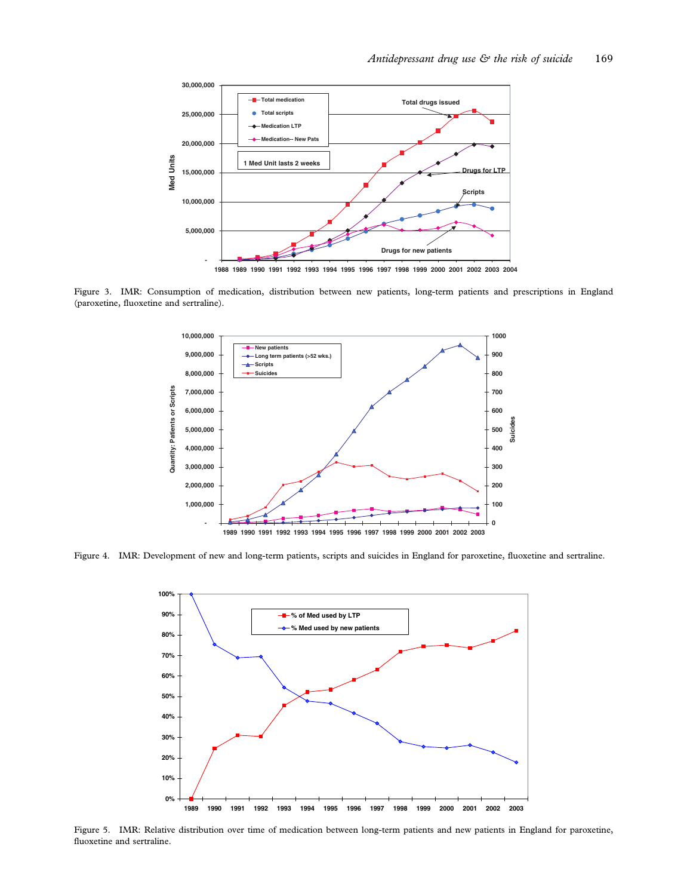Figure 3. IMR: Consumption of medication, distribution between new patients, long-term patients and prescriptions in England (paroxetine, fluoxetine and sertraline).

Figure 4. IMR: Development of new and long-term patients, scripts and suicides in England for paroxetine, fluoxetine and sertraline.

Figure 5. IMR: Relative distribution over time of medication between long-term patients and new patients in England for paroxetine, fluoxetine and sertraline.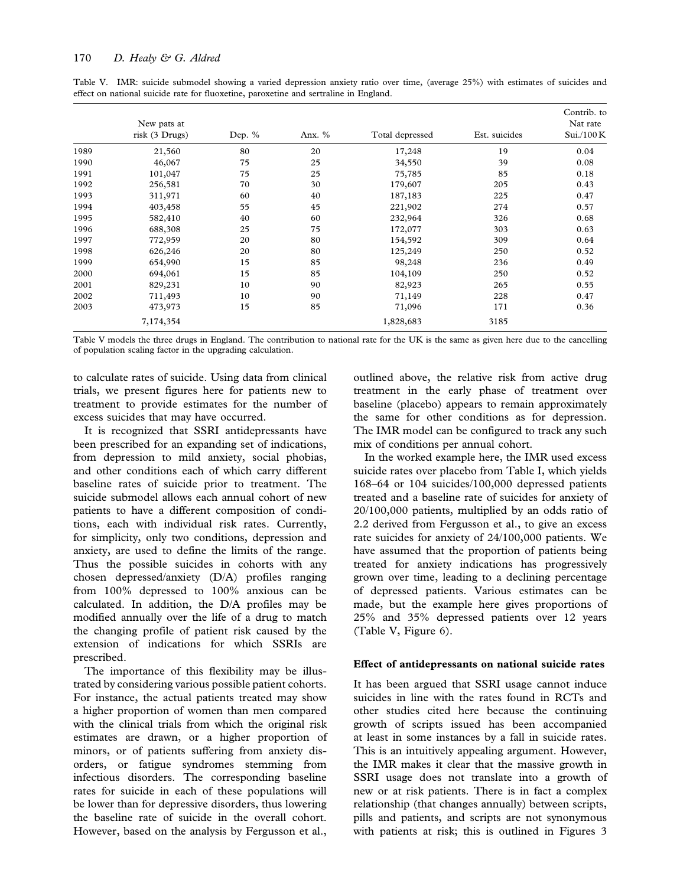Table V. IMR: suicide submodel showing a varied depression anxiety ratio over time, (average 25%) with estimates of suicides and effect on national suicide rate for fluoxetine, paroxetine and sertraline in England.

| | New pats at risk (3 Drugs) | Dep. % | Anx. % | Total depressed | Est. suicides | Contrib. to Nat rate Sui./100 K |
|---|---|---|---|---|---|---|
| 1989 | 21,560 | 80 | 20 | 17,248 | 19 | 0.04 |
| 1990 | 46,067 | 75 | 25 | 34,550 | 39 | 0.08 |
| 1991 | 101,047 | 75 | 25 | 75,785 | 85 | 0.18 |
| 1992 | 256,581 | 70 | 30 | 179,607 | 205 | 0.43 |
| 1993 | 311,971 | 60 | 40 | 187,183 | 225 | 0.47 |
| 1994 | 403,458 | 55 | 45 | 221,902 | 274 | 0.57 |
| 1995 | 582,410 | 40 | 60 | 232,964 | 326 | 0.68 |
| 1996 | 688,308 | 25 | 75 | 172,077 | 303 | 0.63 |
| 1997 | 772,959 | 20 | 80 | 154,592 | 309 | 0.64 |
| 1998 | 626,246 | 20 | 80 | 125,249 | 250 | 0.52 |
| 1999 | 654,990 | 15 | 85 | 98,248 | 236 | 0.49 |
| 2000 | 694,061 | 15 | 85 | 104,109 | 250 | 0.52 |
| 2001 | 829,231 | 10 | 90 | 82,923 | 265 | 0.55 |
| 2002 | 711,493 | 10 | 90 | 71,149 | 228 | 0.47 |
| 2003 | 473,973 | 15 | 85 | 71,096 | 171 | 0.36 |
| | 7,174,354 | | | 1,828,683 | 3185 | |

Table V models the three drugs in England. The contribution to national rate for the UK is the same as given here due to the cancelling of population scaling factor in the upgrading calculation.

to calculate rates of suicide. Using data from clinical trials, we present figures here for patients new to treatment to provide estimates for the number of excess suicides that may have occurred.

It is recognized that SSRI antidepressants have been prescribed for an expanding set of indications, from depression to mild anxiety, social phobias, and other conditions each of which carry different baseline rates of suicide prior to treatment. The suicide submodel allows each annual cohort of new patients to have a different composition of conditions, each with individual risk rates. Currently, for simplicity, only two conditions, depression and anxiety, are used to define the limits of the range. Thus the possible suicides in cohorts with any chosen depressed/anxiety (D/A) profiles ranging from 100% depressed to 100% anxious can be calculated. In addition, the D/A profiles may be modified annually over the life of a drug to match the changing profile of patient risk caused by the extension of indications for which SSRIs are prescribed.

The importance of this flexibility may be illustrated by considering various possible patient cohorts. For instance, the actual patients treated may show a higher proportion of women than men compared with the clinical trials from which the original risk estimates are drawn, or a higher proportion of minors, or of patients suffering from anxiety disorders, or fatigue syndromes stemming from infectious disorders. The corresponding baseline rates for suicide in each of these populations will be lower than for depressive disorders, thus lowering the baseline rate of suicide in the overall cohort. However, based on the analysis by Fergusson et al., outlined above, the relative risk from active drug treatment in the early phase of treatment over baseline (placebo) appears to remain approximately the same for other conditions as for depression. The IMR model can be configured to track any such mix of conditions per annual cohort.

In the worked example here, the IMR used excess suicide rates over placebo from Table I, which yields 168–64 or 104 suicides/100,000 depressed patients treated and a baseline rate of suicides for anxiety of 20/100,000 patients, multiplied by an odds ratio of 2.2 derived from Fergusson et al., to give an excess rate suicides for anxiety of 24/100,000 patients. We have assumed that the proportion of patients being treated for anxiety indications has progressively grown over time, leading to a declining percentage of depressed patients. Various estimates can be made, but the example here gives proportions of 25% and 35% depressed patients over 12 years (Table V, Figure 6).

## Effect of antidepressants on national suicide rates

It has been argued that SSRI usage cannot induce suicides in line with the rates found in RCTs and other studies cited here because the continuing growth of scripts issued has been accompanied at least in some instances by a fall in suicide rates. This is an intuitively appealing argument. However, the IMR makes it clear that the massive growth in SSRI usage does not translate into a growth of new or at risk patients. There is in fact a complex relationship (that changes annually) between scripts, pills and patients, and scripts are not synonymous with patients at risk; this is outlined in Figures 3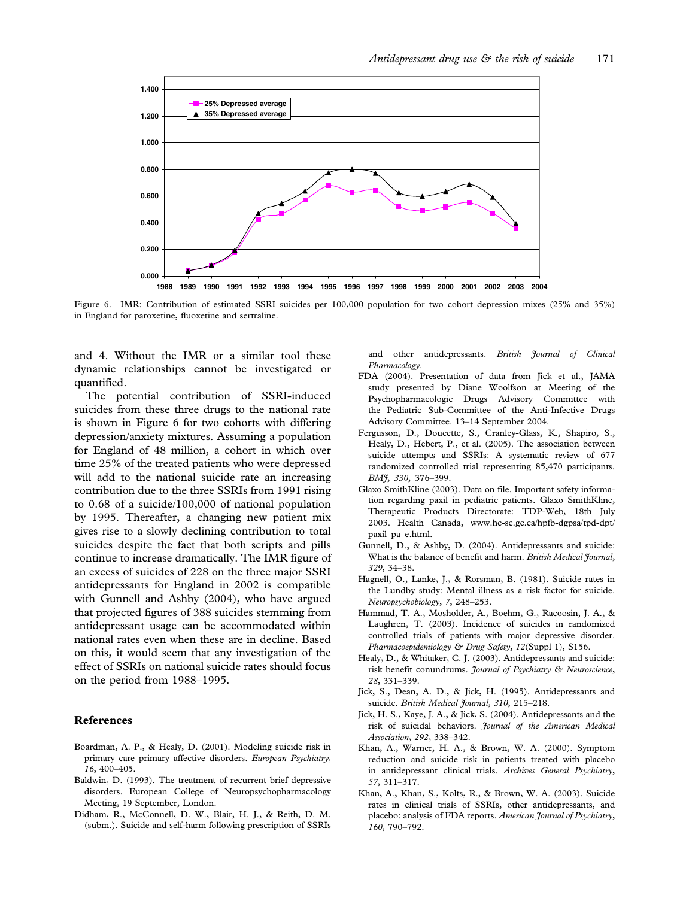Figure 6. IMR: Contribution of estimated SSRI suicides per 100,000 population for two cohort depression mixes (25% and 35%) in England for paroxetine, fluoxetine and sertraline.

and 4. Without the IMR or a similar tool these dynamic relationships cannot be investigated or quantified.

The potential contribution of SSRI-induced suicides from these three drugs to the national rate is shown in Figure 6 for two cohorts with differing depression/anxiety mixtures. Assuming a population for England of 48 million, a cohort in which over time 25% of the treated patients who were depressed will add to the national suicide rate an increasing contribution due to the three SSRIs from 1991 rising to 0.68 of a suicide/100,000 of national population by 1995. Thereafter, a changing new patient mix gives rise to a slowly declining contribution to total suicides despite the fact that both scripts and pills continue to increase dramatically. The IMR figure of an excess of suicides of 228 on the three major SSRI antidepressants for England in 2002 is compatible with Gunnell and Ashby (2004), who have argued that projected figures of 388 suicides stemming from antidepressant usage can be accommodated within national rates even when these are in decline. Based on this, it would seem that any investigation of the effect of SSRIs on national suicide rates should focus on the period from 1988–1995.

## References

Boardman, A. P., & Healy, D. (2001). Modeling suicide risk in primary care primary affective disorders. *European Psychiatry*, *16*, 400–405.

Baldwin, D. (1993). The treatment of recurrent brief depressive disorders. European College of Neuropsychopharmacology Meeting, 19 September, London.

Didham, R., McConnell, D. W., Blair, H. J., & Reith, D. M. (subm.). Suicide and self-harm following prescription of SSRIs and other antidepressants. *British Journal of Clinical Pharmacology*.

FDA (2004). Presentation of data from Jick et al., JAMA study presented by Diane Woolfson at Meeting of the Psychopharmacologic Drugs Advisory Committee with the Pediatric Sub-Committee of the Anti-Infective Drugs Advisory Committee. 13–14 September 2004.

Fergusson, D., Doucette, S., Cranley-Glass, K., Shapiro, S., Healy, D., Hebert, P., et al. (2005). The association between suicide attempts and SSRIs: A systematic review of 677 randomized controlled trial representing 85,470 participants. *BMJ*, *330*, 376–399.

Glaxo SmithKline (2003). Data on file. Important safety information regarding paxil in pediatric patients. Glaxo SmithKline, Therapeutic Products Directorate: TDP-Web, 18th July 2003. Health Canada, www.hc-sc.gc.ca/hpfb-dgpsa/tpd-dpt/paxil_pa_e.html.

Gunnell, D., & Ashby, D. (2004). Antidepressants and suicide: What is the balance of benefit and harm. *British Medical Journal*, *329*, 34–38.

Hagnell, O., Lanke, J., & Rorsman, B. (1981). Suicide rates in the Lundby study: Mental illness as a risk factor for suicide. *Neuropsychobiology*, *7*, 248–253.

Hammad, T. A., Mosholder, A., Boehm, G., Racoosin, J. A., & Laughren, T. (2003). Incidence of suicides in randomized controlled trials of patients with major depressive disorder. *Pharmacoepidemiology & Drug Safety*, *12*(Suppl 1), S156.

Healy, D., & Whitaker, C. J. (2003). Antidepressants and suicide: risk benefit conundrums. *Journal of Psychiatry & Neuroscience*, *28*, 331–339.

Jick, S., Dean, A. D., & Jick, H. (1995). Antidepressants and suicide. *British Medical Journal*, *310*, 215–218.

Jick, H. S., Kaye, J. A., & Jick, S. (2004). Antidepressants and the risk of suicidal behaviors. *Journal of the American Medical Association*, *292*, 338–342.

Khan, A., Warner, H. A., & Brown, W. A. (2000). Symptom reduction and suicide risk in patients treated with placebo in antidepressant clinical trials. *Archives General Psychiatry*, *57*, 311–317.

Khan, A., Khan, S., Kolts, R., & Brown, W. A. (2003). Suicide rates in clinical trials of SSRIs, other antidepressants, and placebo: analysis of FDA reports. *American Journal of Psychiatry*, *160*, 790–792.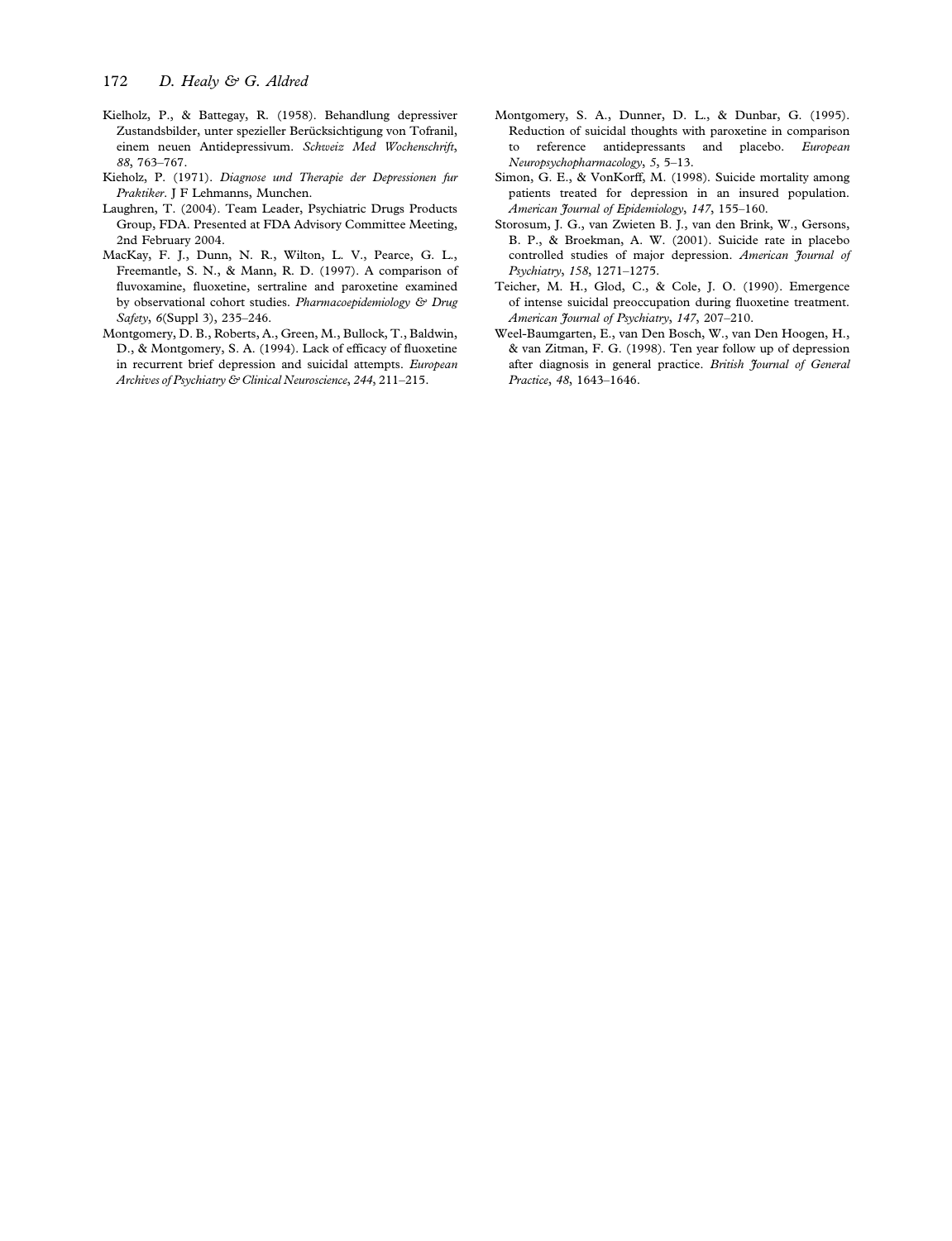Kielholz, P., & Battegay, R. (1958). Behandlung depressiver Zustandsbilder, unter spezieller Berücksichtigung von Tofranil, einem neuen Antidepressivum. *Schweiz Med Wochenschrift*, *88*, 763–767.

Kieholz, P. (1971). *Diagnose und Therapie der Depressionen fur Praktiker*. J F Lehmanns, Munchen.

Laughren, T. (2004). Team Leader, Psychiatric Drugs Products Group, FDA. Presented at FDA Advisory Committee Meeting, 2nd February 2004.

MacKay, F. J., Dunn, N. R., Wilton, L. V., Pearce, G. L., Freemantle, S. N., & Mann, R. D. (1997). A comparison of fluvoxamine, fluoxetine, sertraline and paroxetine examined by observational cohort studies. *Pharmacoepidemiology & Drug Safety*, *6*(Suppl 3), 235–246.

Montgomery, D. B., Roberts, A., Green, M., Bullock, T., Baldwin, D., & Montgomery, S. A. (1994). Lack of efficacy of fluoxetine in recurrent brief depression and suicidal attempts. *European Archives of Psychiatry & Clinical Neuroscience*, *244*, 211–215.

Montgomery, S. A., Dunner, D. L., & Dunbar, G. (1995). Reduction of suicidal thoughts with paroxetine in comparison to reference antidepressants and placebo. *European Neuropsychopharmacology*, *5*, 5–13.

Simon, G. E., & VonKorff, M. (1998). Suicide mortality among patients treated for depression in an insured population. *American Journal of Epidemiology*, *147*, 155–160.

Storosum, J. G., van Zwieten B. J., van den Brink, W., Gersons, B. P., & Broekman, A. W. (2001). Suicide rate in placebo controlled studies of major depression. *American Journal of Psychiatry*, *158*, 1271–1275.

Teicher, M. H., Glod, C., & Cole, J. O. (1990). Emergence of intense suicidal preoccupation during fluoxetine treatment. *American Journal of Psychiatry*, *147*, 207–210.

Weel-Baumgarten, E., van Den Bosch, W., van Den Hoogen, H., & van Zitman, F. G. (1998). Ten year follow up of depression after diagnosis in general practice. *British Journal of General Practice*, *48*, 1643–1646.